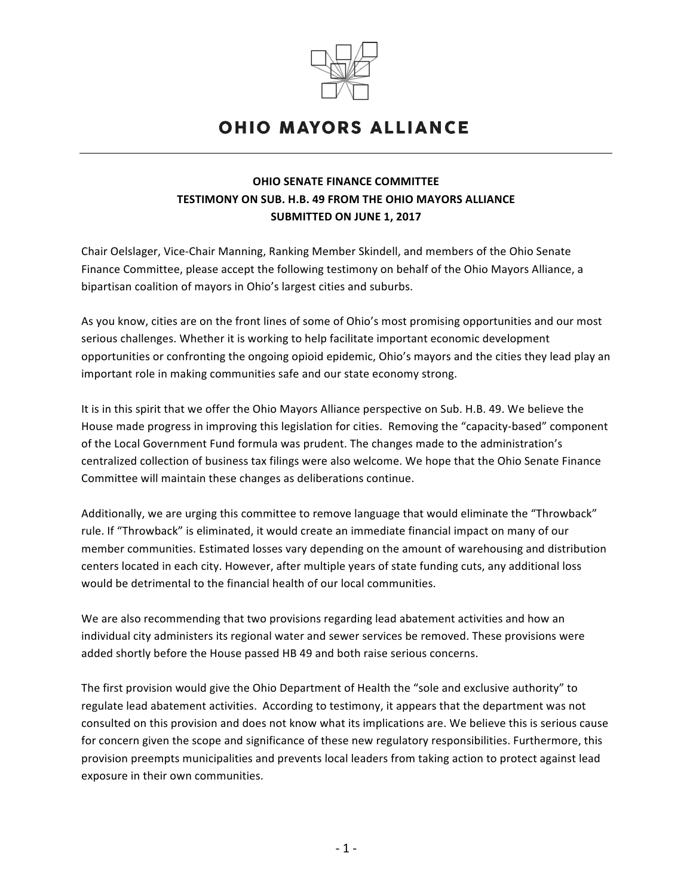# OHIO MAYORS ALLIANCE

**OHIO SENATE FINANCE COMMITTEE**
**TESTIMONY ON SUB. H.B. 49 FROM THE OHIO MAYORS ALLIANCE**
**SUBMITTED ON JUNE 1, 2017**

Chair Oelslager, Vice-Chair Manning, Ranking Member Skindell, and members of the Ohio Senate Finance Committee, please accept the following testimony on behalf of the Ohio Mayors Alliance, a bipartisan coalition of mayors in Ohio's largest cities and suburbs.

As you know, cities are on the front lines of some of Ohio's most promising opportunities and our most serious challenges. Whether it is working to help facilitate important economic development opportunities or confronting the ongoing opioid epidemic, Ohio's mayors and the cities they lead play an important role in making communities safe and our state economy strong.

It is in this spirit that we offer the Ohio Mayors Alliance perspective on Sub. H.B. 49. We believe the House made progress in improving this legislation for cities. Removing the "capacity-based" component of the Local Government Fund formula was prudent. The changes made to the administration's centralized collection of business tax filings were also welcome. We hope that the Ohio Senate Finance Committee will maintain these changes as deliberations continue.

Additionally, we are urging this committee to remove language that would eliminate the "Throwback" rule. If "Throwback" is eliminated, it would create an immediate financial impact on many of our member communities. Estimated losses vary depending on the amount of warehousing and distribution centers located in each city. However, after multiple years of state funding cuts, any additional loss would be detrimental to the financial health of our local communities.

We are also recommending that two provisions regarding lead abatement activities and how an individual city administers its regional water and sewer services be removed. These provisions were added shortly before the House passed HB 49 and both raise serious concerns.

The first provision would give the Ohio Department of Health the "sole and exclusive authority" to regulate lead abatement activities. According to testimony, it appears that the department was not consulted on this provision and does not know what its implications are. We believe this is serious cause for concern given the scope and significance of these new regulatory responsibilities. Furthermore, this provision preempts municipalities and prevents local leaders from taking action to protect against lead exposure in their own communities.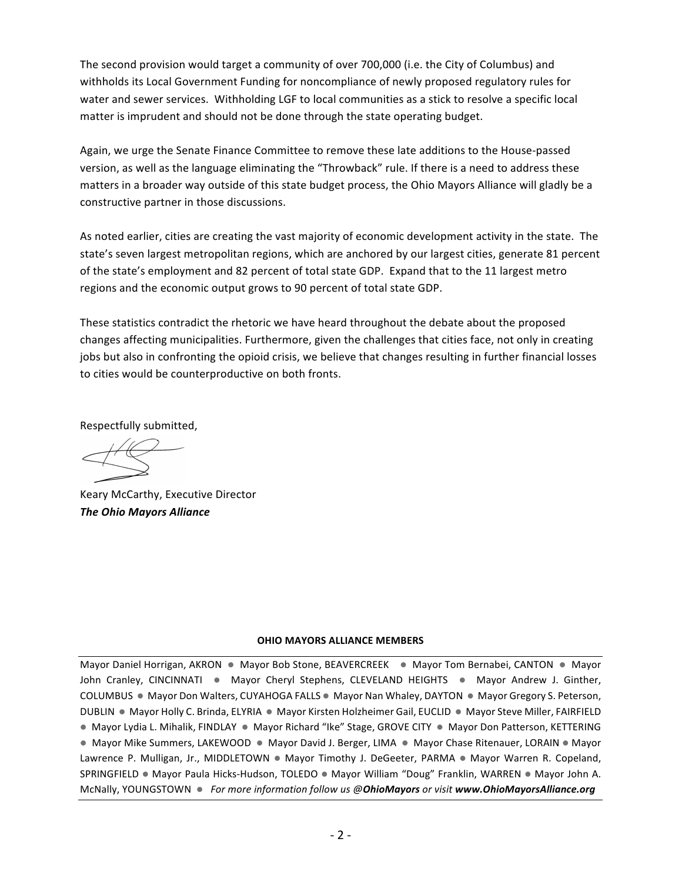The second provision would target a community of over 700,000 (i.e. the City of Columbus) and withholds its Local Government Funding for noncompliance of newly proposed regulatory rules for water and sewer services. Withholding LGF to local communities as a stick to resolve a specific local matter is imprudent and should not be done through the state operating budget.

Again, we urge the Senate Finance Committee to remove these late additions to the House-passed version, as well as the language eliminating the "Throwback" rule. If there is a need to address these matters in a broader way outside of this state budget process, the Ohio Mayors Alliance will gladly be a constructive partner in those discussions.

As noted earlier, cities are creating the vast majority of economic development activity in the state. The state's seven largest metropolitan regions, which are anchored by our largest cities, generate 81 percent of the state's employment and 82 percent of total state GDP. Expand that to the 11 largest metro regions and the economic output grows to 90 percent of total state GDP.

These statistics contradict the rhetoric we have heard throughout the debate about the proposed changes affecting municipalities. Furthermore, given the challenges that cities face, not only in creating jobs but also in confronting the opioid crisis, we believe that changes resulting in further financial losses to cities would be counterproductive on both fronts.

Respectfully submitted,

Keary McCarthy, Executive Director
***The Ohio Mayors Alliance***

**OHIO MAYORS ALLIANCE MEMBERS**

Mayor Daniel Horrigan, AKRON ● Mayor Bob Stone, BEAVERCREEK ● Mayor Tom Bernabei, CANTON ● Mayor John Cranley, CINCINNATI ● Mayor Cheryl Stephens, CLEVELAND HEIGHTS ● Mayor Andrew J. Ginther, COLUMBUS ● Mayor Don Walters, CUYAHOGA FALLS ● Mayor Nan Whaley, DAYTON ● Mayor Gregory S. Peterson, DUBLIN ● Mayor Holly C. Brinda, ELYRIA ● Mayor Kirsten Holzheimer Gail, EUCLID ● Mayor Steve Miller, FAIRFIELD ● Mayor Lydia L. Mihalik, FINDLAY ● Mayor Richard "Ike" Stage, GROVE CITY ● Mayor Don Patterson, KETTERING ● Mayor Mike Summers, LAKEWOOD ● Mayor David J. Berger, LIMA ● Mayor Chase Ritenauer, LORAIN ● Mayor Lawrence P. Mulligan, Jr., MIDDLETOWN ● Mayor Timothy J. DeGeeter, PARMA ● Mayor Warren R. Copeland, SPRINGFIELD ● Mayor Paula Hicks-Hudson, TOLEDO ● Mayor William "Doug" Franklin, WARREN ● Mayor John A. McNally, YOUNGSTOWN ● *For more information follow us @**OhioMayors** or visit **www.OhioMayorsAlliance.org***